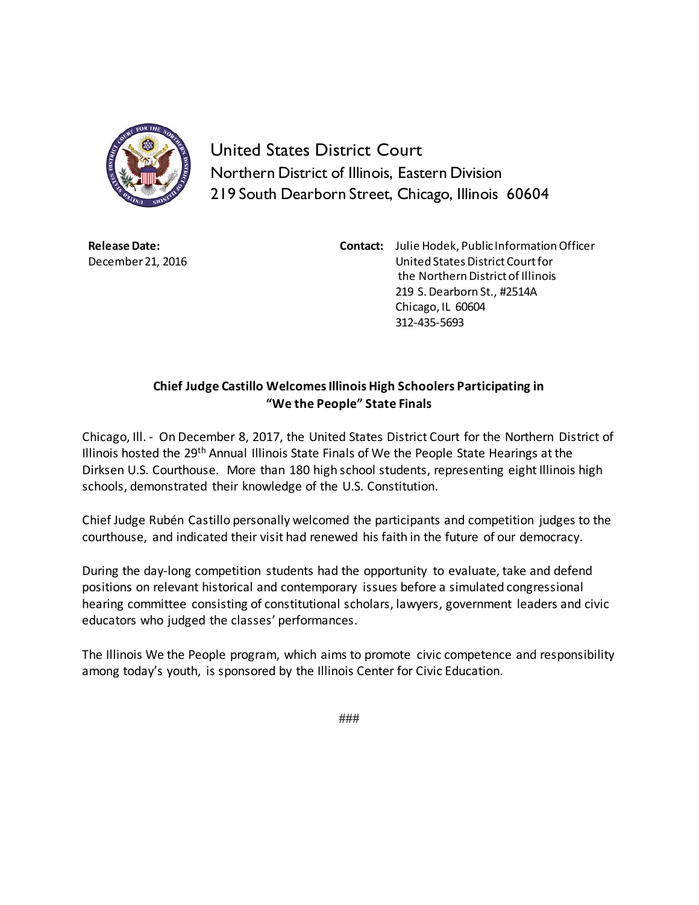# United States District Court

Northern District of Illinois, Eastern Division
219 South Dearborn Street, Chicago, Illinois 60604

**Release Date:**
December 21, 2016

**Contact:** Julie Hodek, Public Information Officer
United States District Court for
the Northern District of Illinois
219 S. Dearborn St., #2514A
Chicago, IL 60604
312-435-5693

**Chief Judge Castillo Welcomes Illinois High Schoolers Participating in "We the People" State Finals**

Chicago, Ill. - On December 8, 2017, the United States District Court for the Northern District of Illinois hosted the 29th Annual Illinois State Finals of We the People State Hearings at the Dirksen U.S. Courthouse. More than 180 high school students, representing eight Illinois high schools, demonstrated their knowledge of the U.S. Constitution.

Chief Judge Rubén Castillo personally welcomed the participants and competition judges to the courthouse, and indicated their visit had renewed his faith in the future of our democracy.

During the day-long competition students had the opportunity to evaluate, take and defend positions on relevant historical and contemporary issues before a simulated congressional hearing committee consisting of constitutional scholars, lawyers, government leaders and civic educators who judged the classes' performances.

The Illinois We the People program, which aims to promote civic competence and responsibility among today's youth, is sponsored by the Illinois Center for Civic Education.

###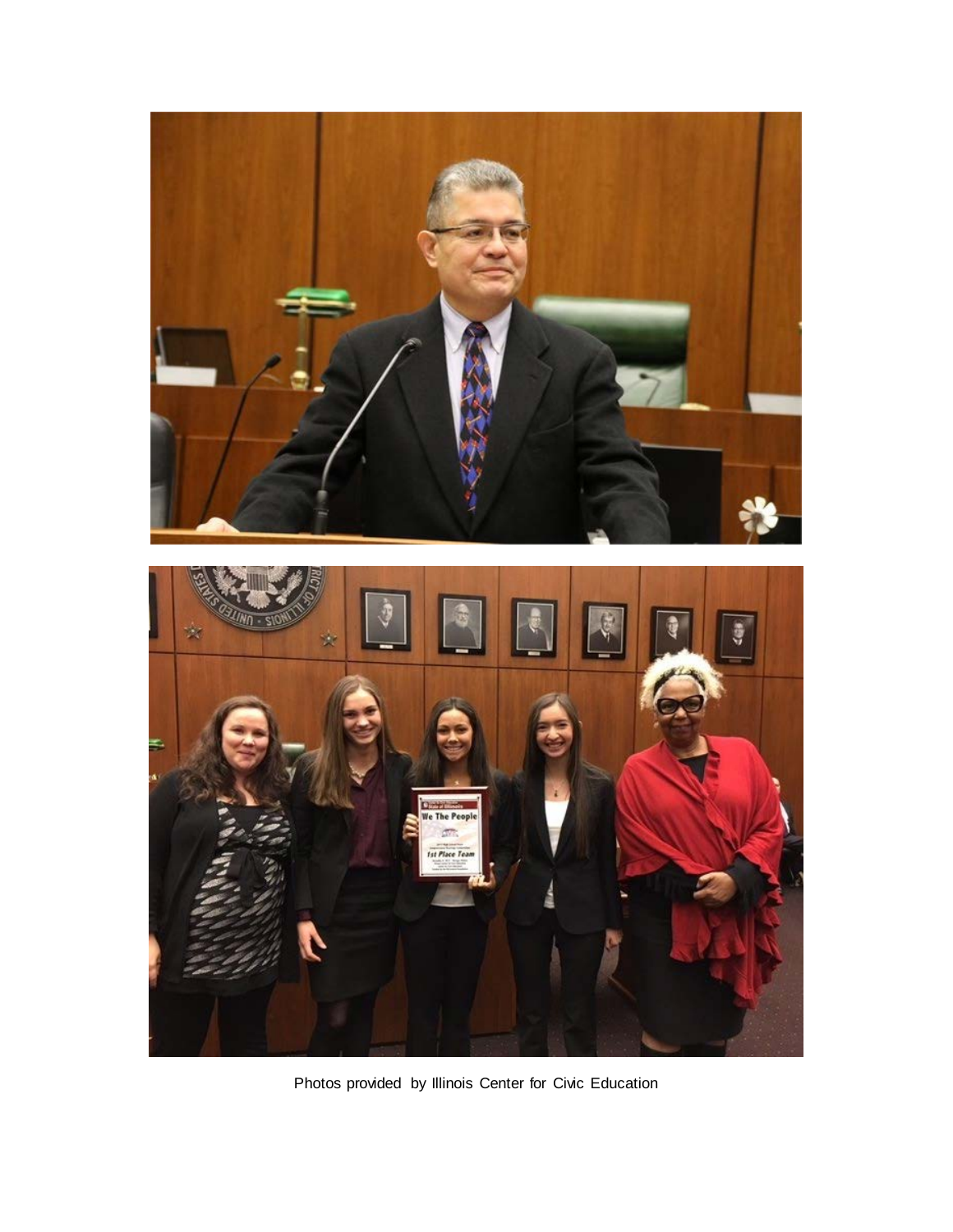Photos provided by Illinois Center for Civic Education